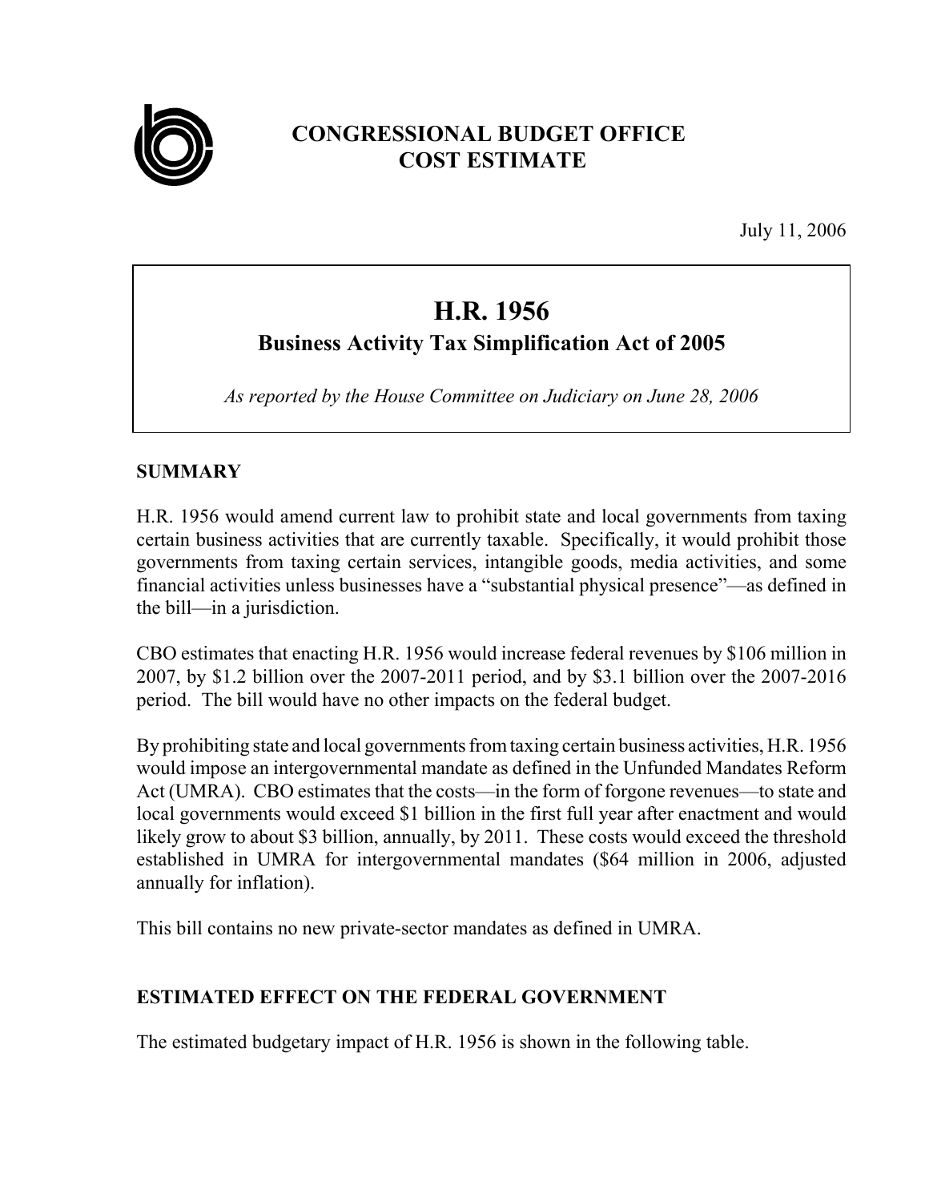# CONGRESSIONAL BUDGET OFFICE
# COST ESTIMATE

July 11, 2006

## H.R. 1956
### Business Activity Tax Simplification Act of 2005

*As reported by the House Committee on Judiciary on June 28, 2006*

### SUMMARY

H.R. 1956 would amend current law to prohibit state and local governments from taxing certain business activities that are currently taxable. Specifically, it would prohibit those governments from taxing certain services, intangible goods, media activities, and some financial activities unless businesses have a "substantial physical presence"—as defined in the bill—in a jurisdiction.

CBO estimates that enacting H.R. 1956 would increase federal revenues by $106 million in 2007, by $1.2 billion over the 2007-2011 period, and by $3.1 billion over the 2007-2016 period. The bill would have no other impacts on the federal budget.

By prohibiting state and local governments from taxing certain business activities, H.R. 1956 would impose an intergovernmental mandate as defined in the Unfunded Mandates Reform Act (UMRA). CBO estimates that the costs—in the form of forgone revenues—to state and local governments would exceed $1 billion in the first full year after enactment and would likely grow to about $3 billion, annually, by 2011. These costs would exceed the threshold established in UMRA for intergovernmental mandates ($64 million in 2006, adjusted annually for inflation).

This bill contains no new private-sector mandates as defined in UMRA.

### ESTIMATED EFFECT ON THE FEDERAL GOVERNMENT

The estimated budgetary impact of H.R. 1956 is shown in the following table.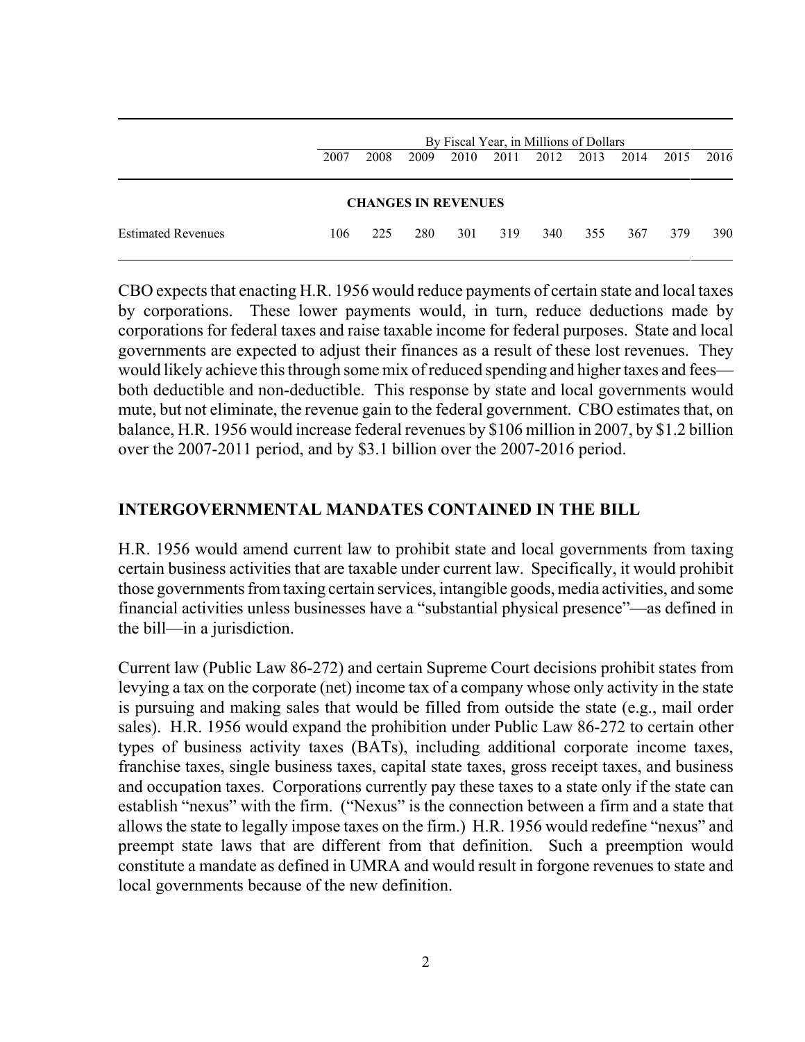| | By Fiscal Year, in Millions of Dollars | | | | | | | | | |
|---|---|---|---|---|---|---|---|---|---|---|
| | 2007 | 2008 | 2009 | 2010 | 2011 | 2012 | 2013 | 2014 | 2015 | 2016 |
| **CHANGES IN REVENUES** | | | | | | | | | | |
| Estimated Revenues | 106 | 225 | 280 | 301 | 319 | 340 | 355 | 367 | 379 | 390 |

CBO expects that enacting H.R. 1956 would reduce payments of certain state and local taxes by corporations. These lower payments would, in turn, reduce deductions made by corporations for federal taxes and raise taxable income for federal purposes. State and local governments are expected to adjust their finances as a result of these lost revenues. They would likely achieve this through some mix of reduced spending and higher taxes and fees—both deductible and non-deductible. This response by state and local governments would mute, but not eliminate, the revenue gain to the federal government. CBO estimates that, on balance, H.R. 1956 would increase federal revenues by $106 million in 2007, by $1.2 billion over the 2007-2011 period, and by $3.1 billion over the 2007-2016 period.

## INTERGOVERNMENTAL MANDATES CONTAINED IN THE BILL

H.R. 1956 would amend current law to prohibit state and local governments from taxing certain business activities that are taxable under current law. Specifically, it would prohibit those governments from taxing certain services, intangible goods, media activities, and some financial activities unless businesses have a "substantial physical presence"—as defined in the bill—in a jurisdiction.

Current law (Public Law 86-272) and certain Supreme Court decisions prohibit states from levying a tax on the corporate (net) income tax of a company whose only activity in the state is pursuing and making sales that would be filled from outside the state (e.g., mail order sales). H.R. 1956 would expand the prohibition under Public Law 86-272 to certain other types of business activity taxes (BATs), including additional corporate income taxes, franchise taxes, single business taxes, capital state taxes, gross receipt taxes, and business and occupation taxes. Corporations currently pay these taxes to a state only if the state can establish "nexus" with the firm. ("Nexus" is the connection between a firm and a state that allows the state to legally impose taxes on the firm.) H.R. 1956 would redefine "nexus" and preempt state laws that are different from that definition. Such a preemption would constitute a mandate as defined in UMRA and would result in forgone revenues to state and local governments because of the new definition.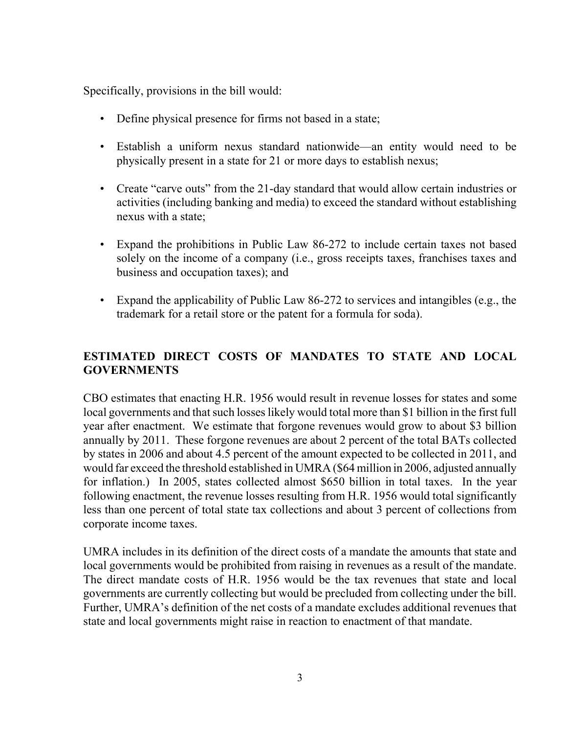Specifically, provisions in the bill would:

- Define physical presence for firms not based in a state;

- Establish a uniform nexus standard nationwide—an entity would need to be physically present in a state for 21 or more days to establish nexus;

- Create "carve outs" from the 21-day standard that would allow certain industries or activities (including banking and media) to exceed the standard without establishing nexus with a state;

- Expand the prohibitions in Public Law 86-272 to include certain taxes not based solely on the income of a company (i.e., gross receipts taxes, franchises taxes and business and occupation taxes); and

- Expand the applicability of Public Law 86-272 to services and intangibles (e.g., the trademark for a retail store or the patent for a formula for soda).

## ESTIMATED DIRECT COSTS OF MANDATES TO STATE AND LOCAL GOVERNMENTS

CBO estimates that enacting H.R. 1956 would result in revenue losses for states and some local governments and that such losses likely would total more than $1 billion in the first full year after enactment. We estimate that forgone revenues would grow to about $3 billion annually by 2011. These forgone revenues are about 2 percent of the total BATs collected by states in 2006 and about 4.5 percent of the amount expected to be collected in 2011, and would far exceed the threshold established in UMRA ($64 million in 2006, adjusted annually for inflation.) In 2005, states collected almost $650 billion in total taxes. In the year following enactment, the revenue losses resulting from H.R. 1956 would total significantly less than one percent of total state tax collections and about 3 percent of collections from corporate income taxes.

UMRA includes in its definition of the direct costs of a mandate the amounts that state and local governments would be prohibited from raising in revenues as a result of the mandate. The direct mandate costs of H.R. 1956 would be the tax revenues that state and local governments are currently collecting but would be precluded from collecting under the bill. Further, UMRA's definition of the net costs of a mandate excludes additional revenues that state and local governments might raise in reaction to enactment of that mandate.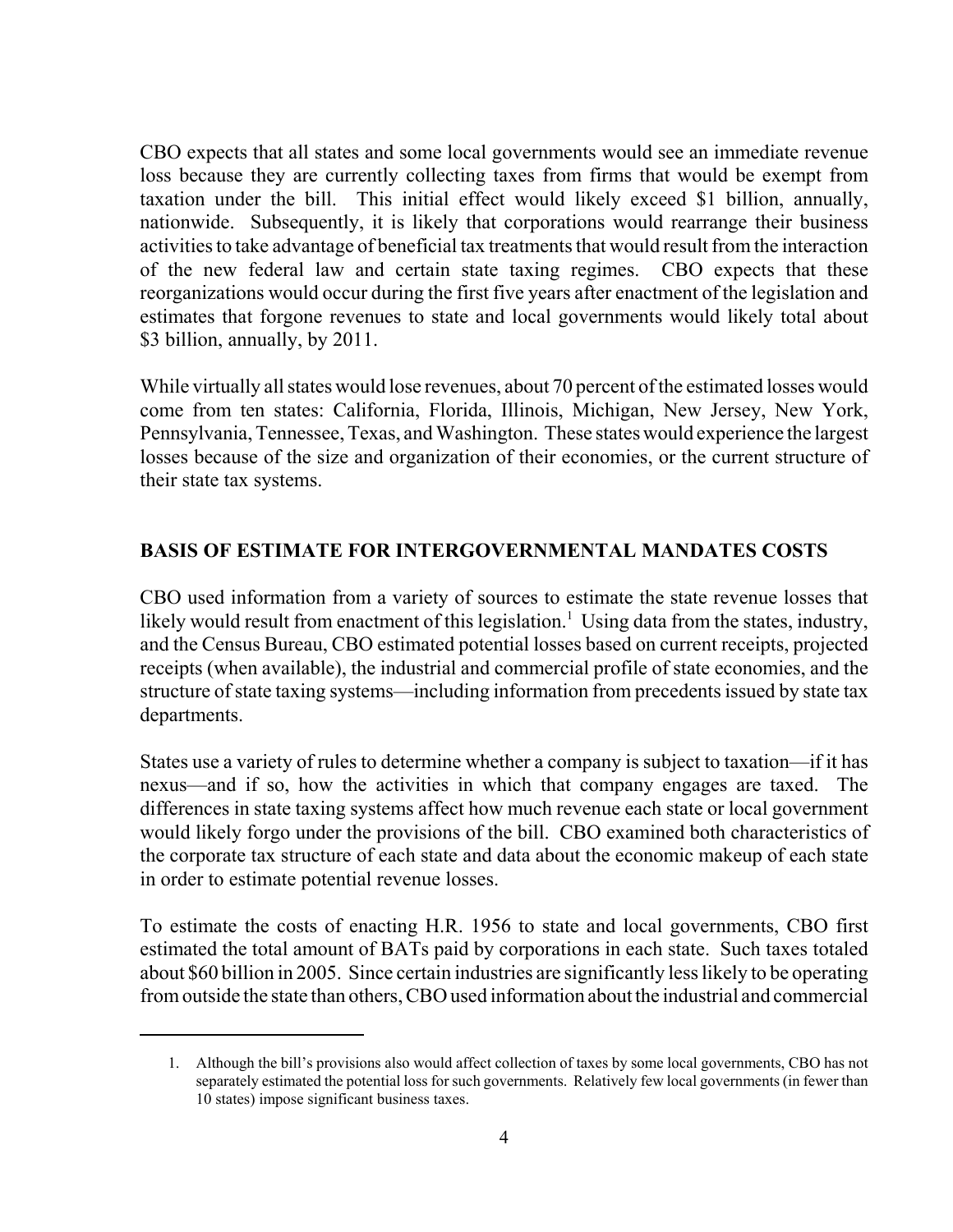CBO expects that all states and some local governments would see an immediate revenue loss because they are currently collecting taxes from firms that would be exempt from taxation under the bill. This initial effect would likely exceed $1 billion, annually, nationwide. Subsequently, it is likely that corporations would rearrange their business activities to take advantage of beneficial tax treatments that would result from the interaction of the new federal law and certain state taxing regimes. CBO expects that these reorganizations would occur during the first five years after enactment of the legislation and estimates that forgone revenues to state and local governments would likely total about $3 billion, annually, by 2011.

While virtually all states would lose revenues, about 70 percent of the estimated losses would come from ten states: California, Florida, Illinois, Michigan, New Jersey, New York, Pennsylvania, Tennessee, Texas, and Washington. These states would experience the largest losses because of the size and organization of their economies, or the current structure of their state tax systems.

## BASIS OF ESTIMATE FOR INTERGOVERNMENTAL MANDATES COSTS

CBO used information from a variety of sources to estimate the state revenue losses that likely would result from enactment of this legislation.[1] Using data from the states, industry, and the Census Bureau, CBO estimated potential losses based on current receipts, projected receipts (when available), the industrial and commercial profile of state economies, and the structure of state taxing systems—including information from precedents issued by state tax departments.

States use a variety of rules to determine whether a company is subject to taxation—if it has nexus—and if so, how the activities in which that company engages are taxed. The differences in state taxing systems affect how much revenue each state or local government would likely forgo under the provisions of the bill. CBO examined both characteristics of the corporate tax structure of each state and data about the economic makeup of each state in order to estimate potential revenue losses.

To estimate the costs of enacting H.R. 1956 to state and local governments, CBO first estimated the total amount of BATs paid by corporations in each state. Such taxes totaled about $60 billion in 2005. Since certain industries are significantly less likely to be operating from outside the state than others, CBO used information about the industrial and commercial

1. Although the bill's provisions also would affect collection of taxes by some local governments, CBO has not separately estimated the potential loss for such governments. Relatively few local governments (in fewer than 10 states) impose significant business taxes.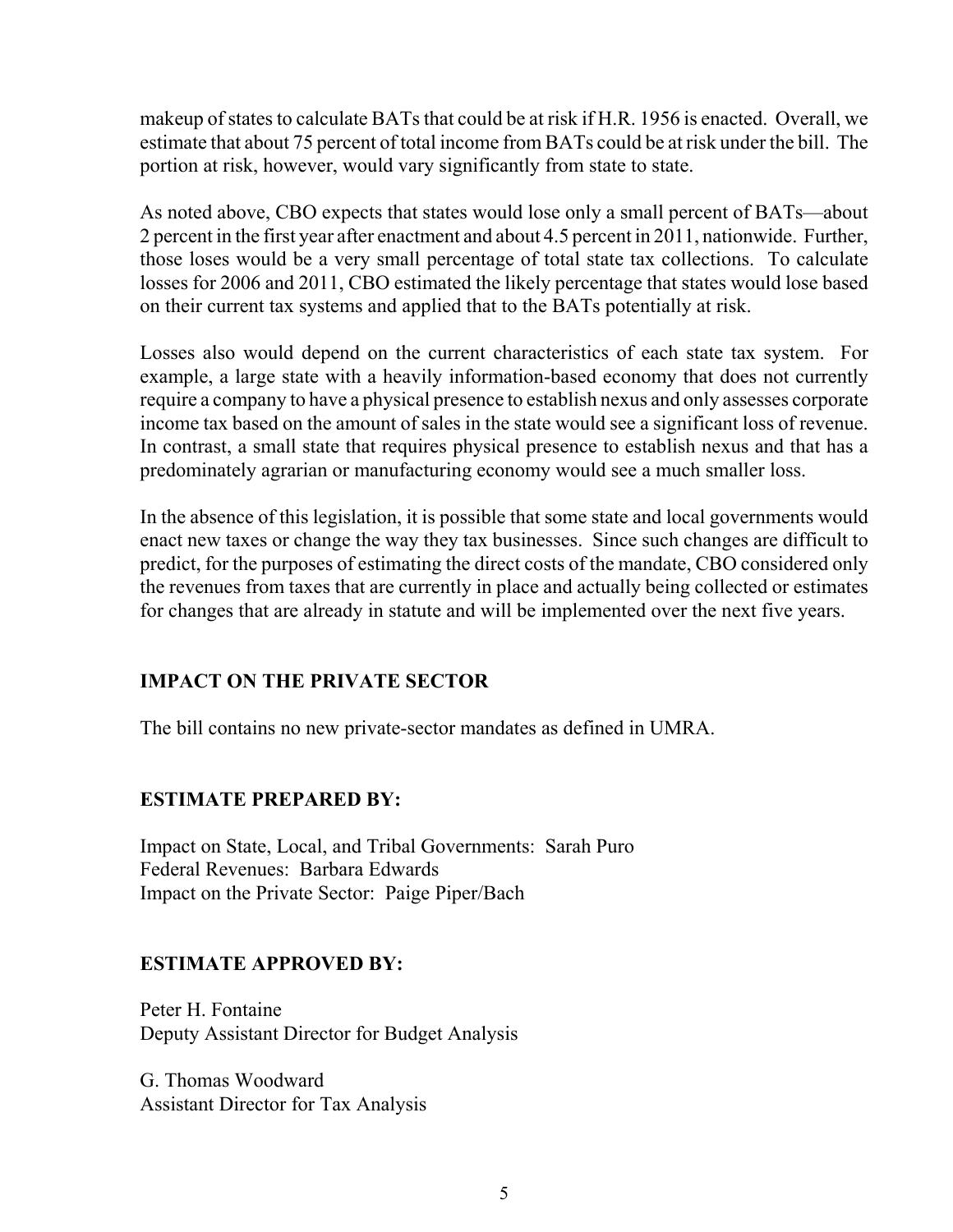makeup of states to calculate BATs that could be at risk if H.R. 1956 is enacted. Overall, we estimate that about 75 percent of total income from BATs could be at risk under the bill. The portion at risk, however, would vary significantly from state to state.

As noted above, CBO expects that states would lose only a small percent of BATs—about 2 percent in the first year after enactment and about 4.5 percent in 2011, nationwide. Further, those loses would be a very small percentage of total state tax collections. To calculate losses for 2006 and 2011, CBO estimated the likely percentage that states would lose based on their current tax systems and applied that to the BATs potentially at risk.

Losses also would depend on the current characteristics of each state tax system. For example, a large state with a heavily information-based economy that does not currently require a company to have a physical presence to establish nexus and only assesses corporate income tax based on the amount of sales in the state would see a significant loss of revenue. In contrast, a small state that requires physical presence to establish nexus and that has a predominately agrarian or manufacturing economy would see a much smaller loss.

In the absence of this legislation, it is possible that some state and local governments would enact new taxes or change the way they tax businesses. Since such changes are difficult to predict, for the purposes of estimating the direct costs of the mandate, CBO considered only the revenues from taxes that are currently in place and actually being collected or estimates for changes that are already in statute and will be implemented over the next five years.

## IMPACT ON THE PRIVATE SECTOR

The bill contains no new private-sector mandates as defined in UMRA.

## ESTIMATE PREPARED BY:

Impact on State, Local, and Tribal Governments: Sarah Puro
Federal Revenues: Barbara Edwards
Impact on the Private Sector: Paige Piper/Bach

## ESTIMATE APPROVED BY:

Peter H. Fontaine
Deputy Assistant Director for Budget Analysis

G. Thomas Woodward
Assistant Director for Tax Analysis